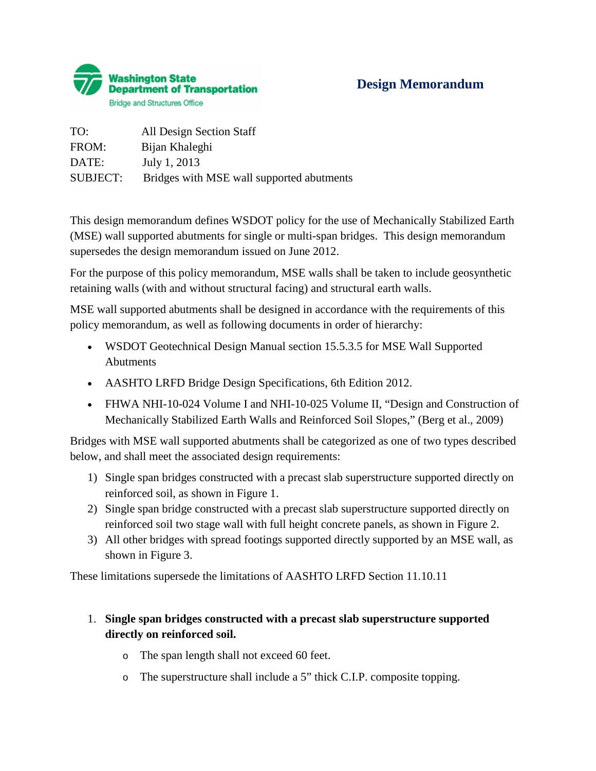Washington State Department of Transportation
Bridge and Structures Office

# Design Memorandum

TO: All Design Section Staff
FROM: Bijan Khaleghi
DATE: July 1, 2013
SUBJECT: Bridges with MSE wall supported abutments

This design memorandum defines WSDOT policy for the use of Mechanically Stabilized Earth (MSE) wall supported abutments for single or multi-span bridges. This design memorandum supersedes the design memorandum issued on June 2012.

For the purpose of this policy memorandum, MSE walls shall be taken to include geosynthetic retaining walls (with and without structural facing) and structural earth walls.

MSE wall supported abutments shall be designed in accordance with the requirements of this policy memorandum, as well as following documents in order of hierarchy:

- WSDOT Geotechnical Design Manual section 15.5.3.5 for MSE Wall Supported Abutments
- AASHTO LRFD Bridge Design Specifications, 6th Edition 2012.
- FHWA NHI-10-024 Volume I and NHI-10-025 Volume II, "Design and Construction of Mechanically Stabilized Earth Walls and Reinforced Soil Slopes," (Berg et al., 2009)

Bridges with MSE wall supported abutments shall be categorized as one of two types described below, and shall meet the associated design requirements:

1) Single span bridges constructed with a precast slab superstructure supported directly on reinforced soil, as shown in Figure 1.
2) Single span bridge constructed with a precast slab superstructure supported directly on reinforced soil two stage wall with full height concrete panels, as shown in Figure 2.
3) All other bridges with spread footings supported directly supported by an MSE wall, as shown in Figure 3.

These limitations supersede the limitations of AASHTO LRFD Section 11.10.11

1. **Single span bridges constructed with a precast slab superstructure supported directly on reinforced soil.**
    - The span length shall not exceed 60 feet.
    - The superstructure shall include a 5" thick C.I.P. composite topping.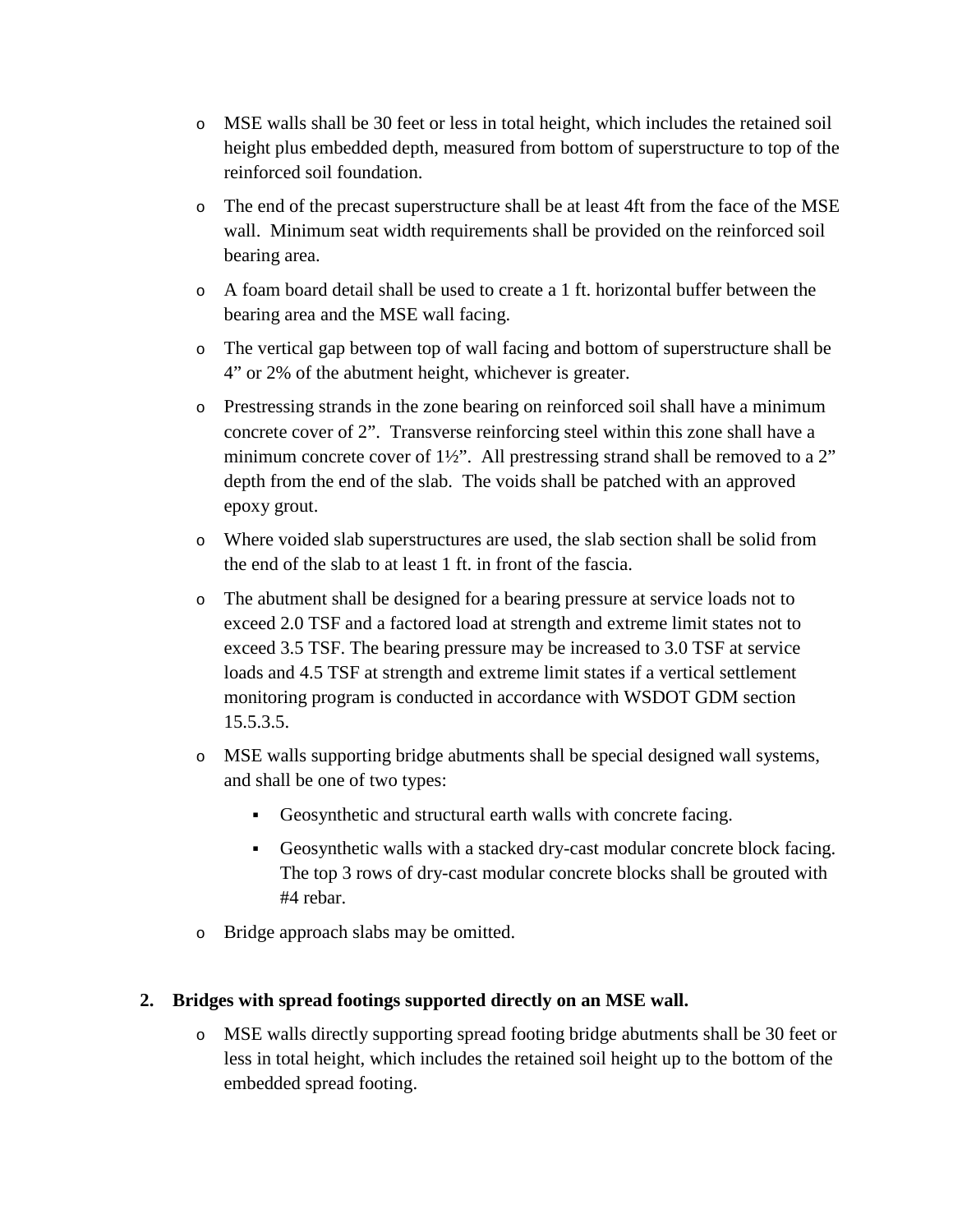- MSE walls shall be 30 feet or less in total height, which includes the retained soil height plus embedded depth, measured from bottom of superstructure to top of the reinforced soil foundation.
- The end of the precast superstructure shall be at least 4ft from the face of the MSE wall. Minimum seat width requirements shall be provided on the reinforced soil bearing area.
- A foam board detail shall be used to create a 1 ft. horizontal buffer between the bearing area and the MSE wall facing.
- The vertical gap between top of wall facing and bottom of superstructure shall be 4" or 2% of the abutment height, whichever is greater.
- Prestressing strands in the zone bearing on reinforced soil shall have a minimum concrete cover of 2". Transverse reinforcing steel within this zone shall have a minimum concrete cover of 1½". All prestressing strand shall be removed to a 2" depth from the end of the slab. The voids shall be patched with an approved epoxy grout.
- Where voided slab superstructures are used, the slab section shall be solid from the end of the slab to at least 1 ft. in front of the fascia.
- The abutment shall be designed for a bearing pressure at service loads not to exceed 2.0 TSF and a factored load at strength and extreme limit states not to exceed 3.5 TSF. The bearing pressure may be increased to 3.0 TSF at service loads and 4.5 TSF at strength and extreme limit states if a vertical settlement monitoring program is conducted in accordance with WSDOT GDM section 15.5.3.5.
- MSE walls supporting bridge abutments shall be special designed wall systems, and shall be one of two types:
  - Geosynthetic and structural earth walls with concrete facing.
  - Geosynthetic walls with a stacked dry-cast modular concrete block facing. The top 3 rows of dry-cast modular concrete blocks shall be grouted with #4 rebar.
- Bridge approach slabs may be omitted.

2. **Bridges with spread footings supported directly on an MSE wall.**

- MSE walls directly supporting spread footing bridge abutments shall be 30 feet or less in total height, which includes the retained soil height up to the bottom of the embedded spread footing.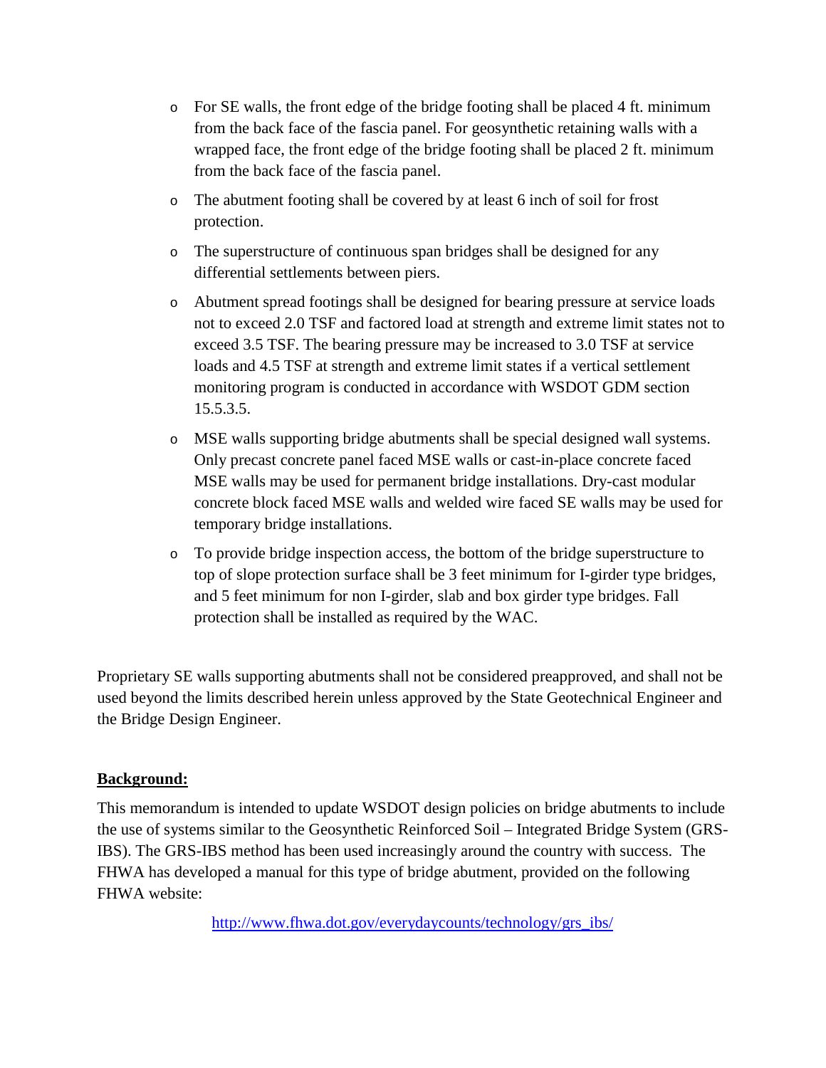- For SE walls, the front edge of the bridge footing shall be placed 4 ft. minimum from the back face of the fascia panel. For geosynthetic retaining walls with a wrapped face, the front edge of the bridge footing shall be placed 2 ft. minimum from the back face of the fascia panel.
- The abutment footing shall be covered by at least 6 inch of soil for frost protection.
- The superstructure of continuous span bridges shall be designed for any differential settlements between piers.
- Abutment spread footings shall be designed for bearing pressure at service loads not to exceed 2.0 TSF and factored load at strength and extreme limit states not to exceed 3.5 TSF. The bearing pressure may be increased to 3.0 TSF at service loads and 4.5 TSF at strength and extreme limit states if a vertical settlement monitoring program is conducted in accordance with WSDOT GDM section 15.5.3.5.
- MSE walls supporting bridge abutments shall be special designed wall systems. Only precast concrete panel faced MSE walls or cast-in-place concrete faced MSE walls may be used for permanent bridge installations. Dry-cast modular concrete block faced MSE walls and welded wire faced SE walls may be used for temporary bridge installations.
- To provide bridge inspection access, the bottom of the bridge superstructure to top of slope protection surface shall be 3 feet minimum for I-girder type bridges, and 5 feet minimum for non I-girder, slab and box girder type bridges. Fall protection shall be installed as required by the WAC.

Proprietary SE walls supporting abutments shall not be considered preapproved, and shall not be used beyond the limits described herein unless approved by the State Geotechnical Engineer and the Bridge Design Engineer.

**Background:**

This memorandum is intended to update WSDOT design policies on bridge abutments to include the use of systems similar to the Geosynthetic Reinforced Soil – Integrated Bridge System (GRS-IBS). The GRS-IBS method has been used increasingly around the country with success. The FHWA has developed a manual for this type of bridge abutment, provided on the following FHWA website:

http://www.fhwa.dot.gov/everydaycounts/technology/grs_ibs/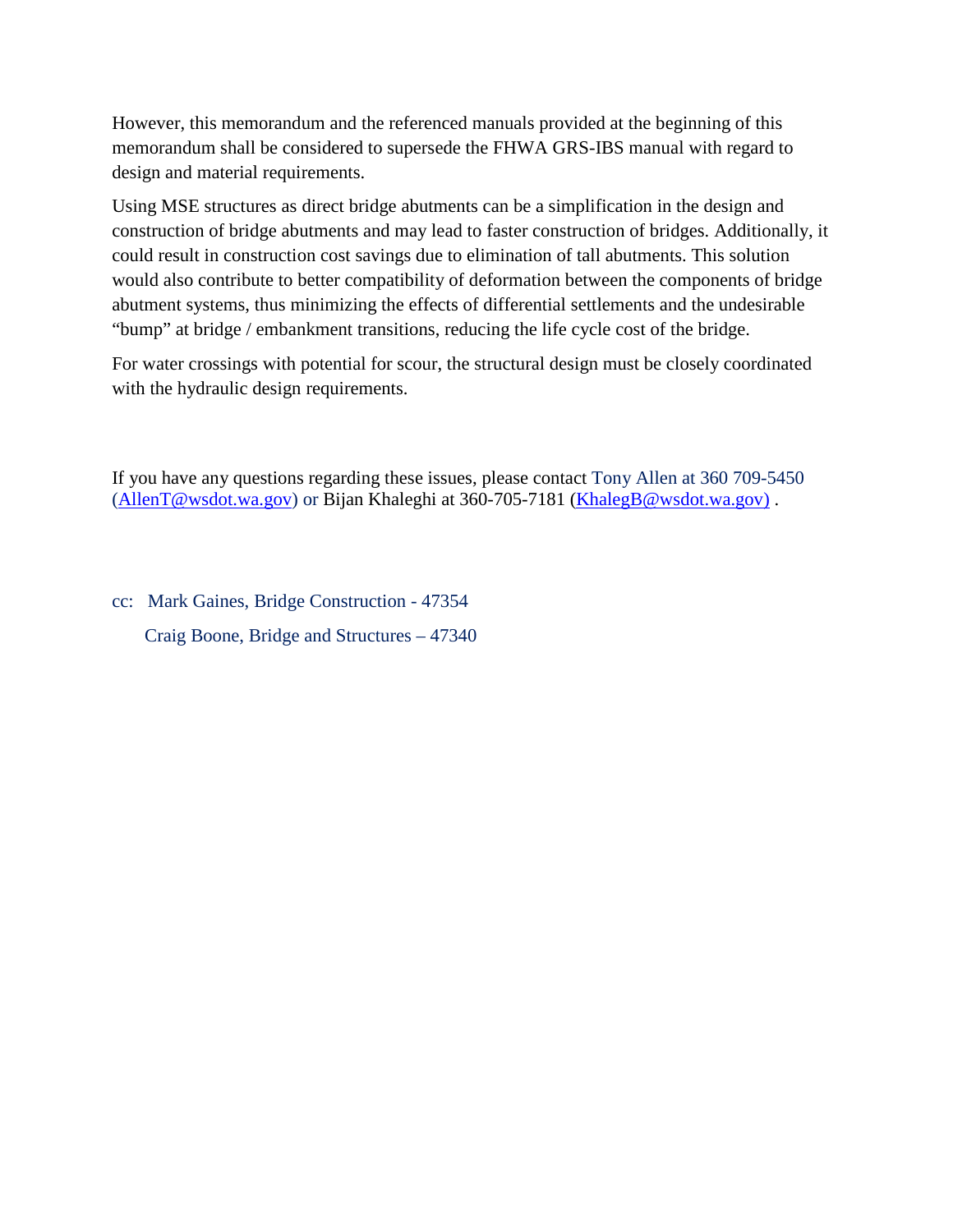However, this memorandum and the referenced manuals provided at the beginning of this memorandum shall be considered to supersede the FHWA GRS-IBS manual with regard to design and material requirements.

Using MSE structures as direct bridge abutments can be a simplification in the design and construction of bridge abutments and may lead to faster construction of bridges. Additionally, it could result in construction cost savings due to elimination of tall abutments. This solution would also contribute to better compatibility of deformation between the components of bridge abutment systems, thus minimizing the effects of differential settlements and the undesirable "bump" at bridge / embankment transitions, reducing the life cycle cost of the bridge.

For water crossings with potential for scour, the structural design must be closely coordinated with the hydraulic design requirements.

If you have any questions regarding these issues, please contact Tony Allen at 360 709-5450 (AllenT@wsdot.wa.gov) or Bijan Khaleghi at 360-705-7181 (KhalegB@wsdot.wa.gov) .

cc: Mark Gaines, Bridge Construction - 47354

Craig Boone, Bridge and Structures – 47340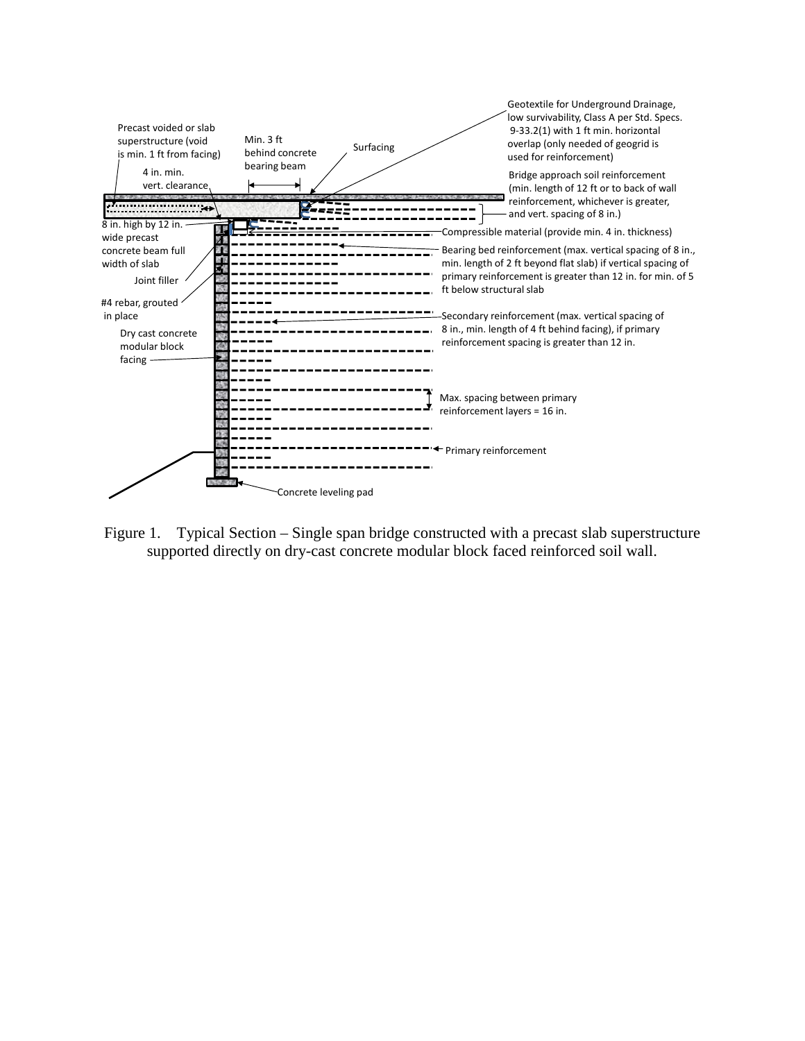Precast voided or slab superstructure (void is min. 1 ft from facing)

Min. 3 ft behind concrete bearing beam

Surfacing

Geotextile for Underground Drainage, low survivability, Class A per Std. Specs. 9-33.2(1) with 1 ft min. horizontal overlap (only needed of geogrid is used for reinforcement)

4 in. min. vert. clearance

Bridge approach soil reinforcement (min. length of 12 ft or to back of wall reinforcement, whichever is greater, and vert. spacing of 8 in.)

8 in. high by 12 in. wide precast concrete beam full width of slab

Compressible material (provide min. 4 in. thickness)

Bearing bed reinforcement (max. vertical spacing of 8 in., min. length of 2 ft beyond flat slab) if vertical spacing of primary reinforcement is greater than 12 in. for min. of 5 ft below structural slab

Joint filler

#4 rebar, grouted in place

Secondary reinforcement (max. vertical spacing of 8 in., min. length of 4 ft behind facing), if primary reinforcement spacing is greater than 12 in.

Dry cast concrete modular block facing

Max. spacing between primary reinforcement layers = 16 in.

Primary reinforcement

Concrete leveling pad

Figure 1. Typical Section – Single span bridge constructed with a precast slab superstructure supported directly on dry-cast concrete modular block faced reinforced soil wall.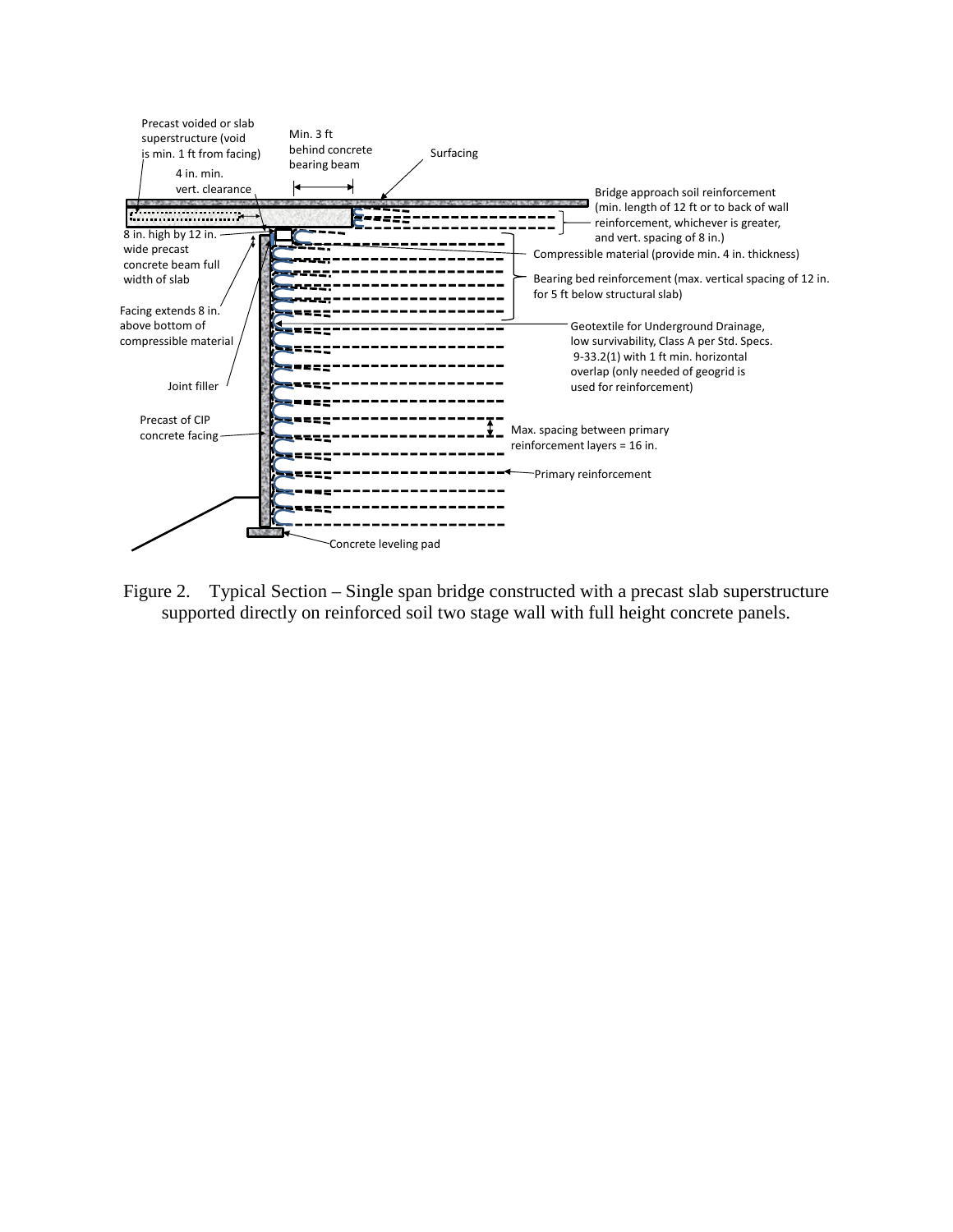Precast voided or slab superstructure (void is min. 1 ft from facing)

Min. 3 ft behind concrete bearing beam

Surfacing

4 in. min. vert. clearance

Bridge approach soil reinforcement (min. length of 12 ft or to back of wall reinforcement, whichever is greater, and vert. spacing of 8 in.)

8 in. high by 12 in. wide precast concrete beam full width of slab

Compressible material (provide min. 4 in. thickness)

Bearing bed reinforcement (max. vertical spacing of 12 in. for 5 ft below structural slab)

Facing extends 8 in. above bottom of compressible material

Geotextile for Underground Drainage, low survivability, Class A per Std. Specs. 9-33.2(1) with 1 ft min. horizontal overlap (only needed of geogrid is used for reinforcement)

Joint filler

Precast of CIP concrete facing

Max. spacing between primary reinforcement layers = 16 in.

Primary reinforcement

Concrete leveling pad

Figure 2. Typical Section – Single span bridge constructed with a precast slab superstructure supported directly on reinforced soil two stage wall with full height concrete panels.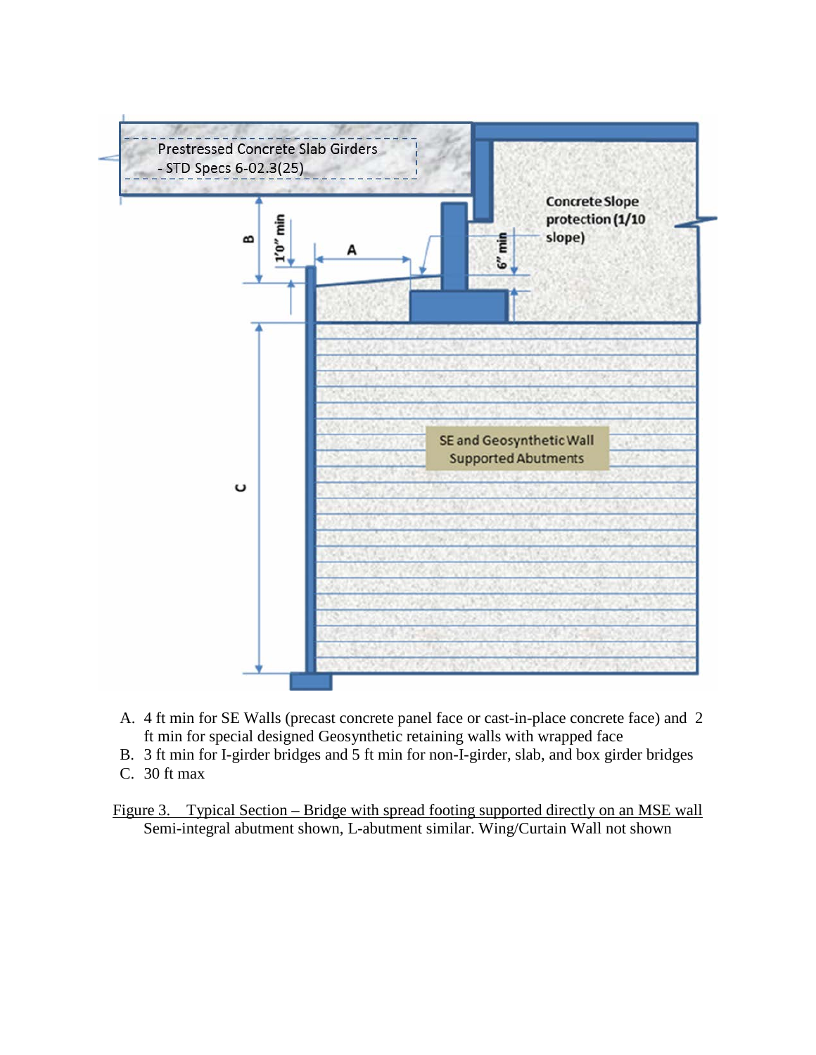Prestressed Concrete Slab Girders
- STD Specs 6-02.3(25)

B

1'0" min

A

6" min

Concrete Slope protection (1/10 slope)

C

SE and Geosynthetic Wall Supported Abutments

A. 4 ft min for SE Walls (precast concrete panel face or cast-in-place concrete face) and 2 ft min for special designed Geosynthetic retaining walls with wrapped face
B. 3 ft min for I-girder bridges and 5 ft min for non-I-girder, slab, and box girder bridges
C. 30 ft max

Figure 3. Typical Section – Bridge with spread footing supported directly on an MSE wall
Semi-integral abutment shown, L-abutment similar. Wing/Curtain Wall not shown